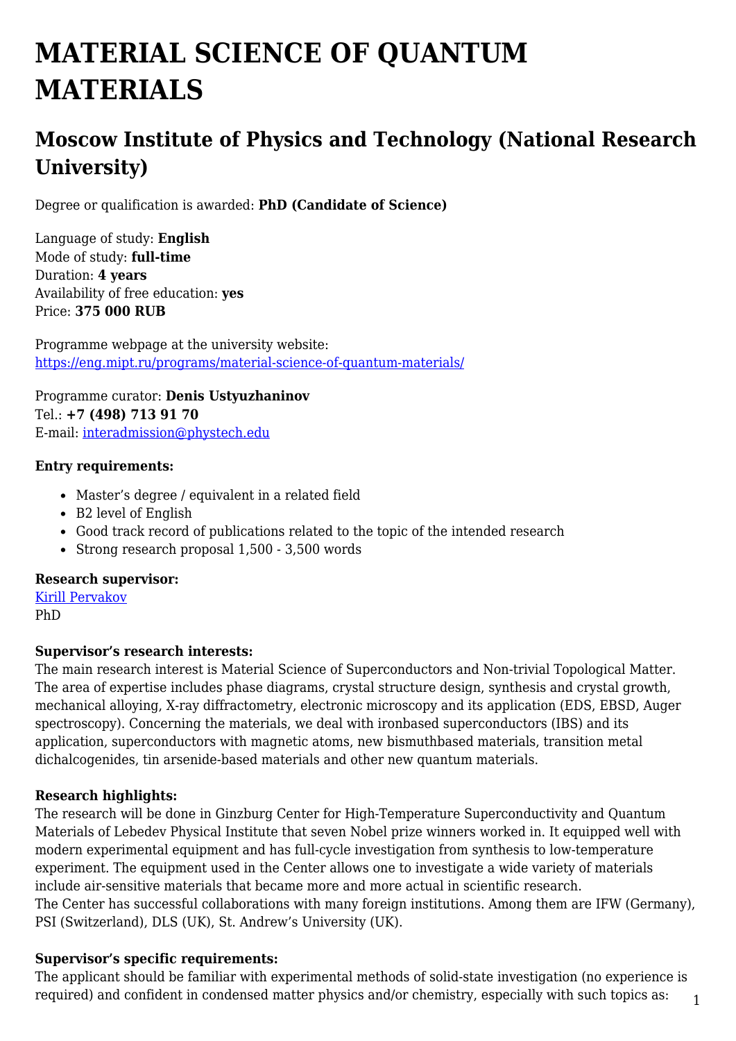# MATERIAL SCIENCE OF QUANTUM MATERIALS

## Moscow Institute of Physics and Technology (National Research University)

Degree or qualification is awarded: **PhD (Candidate of Science)**

Language of study: **English**
Mode of study: **full-time**
Duration: **4 years**
Availability of free education: **yes**
Price: **375 000 RUB**

Programme webpage at the university website:
[https://eng.mipt.ru/programs/material-science-of-quantum-materials/](https://eng.mipt.ru/programs/material-science-of-quantum-materials/)

Programme curator: **Denis Ustyuzhaninov**
Tel.: **+7 (498) 713 91 70**
E-mail: [interadmission@phystech.edu](mailto:interadmission@phystech.edu)

**Entry requirements:**

- Master's degree / equivalent in a related field
- B2 level of English
- Good track record of publications related to the topic of the intended research
- Strong research proposal 1,500 - 3,500 words

**Research supervisor:**
Kirill Pervakov
PhD

**Supervisor's research interests:**
The main research interest is Material Science of Superconductors and Non-trivial Topological Matter. The area of expertise includes phase diagrams, crystal structure design, synthesis and crystal growth, mechanical alloying, X-ray diffractometry, electronic microscopy and its application (EDS, EBSD, Auger spectroscopy). Concerning the materials, we deal with ironbased superconductors (IBS) and its application, superconductors with magnetic atoms, new bismuthbased materials, transition metal dichalcogenides, tin arsenide-based materials and other new quantum materials.

**Research highlights:**
The research will be done in Ginzburg Center for High-Temperature Superconductivity and Quantum Materials of Lebedev Physical Institute that seven Nobel prize winners worked in. It equipped well with modern experimental equipment and has full-cycle investigation from synthesis to low-temperature experiment. The equipment used in the Center allows one to investigate a wide variety of materials include air-sensitive materials that became more and more actual in scientific research.
The Center has successful collaborations with many foreign institutions. Among them are IFW (Germany), PSI (Switzerland), DLS (UK), St. Andrew's University (UK).

**Supervisor's specific requirements:**
The applicant should be familiar with experimental methods of solid-state investigation (no experience is required) and confident in condensed matter physics and/or chemistry, especially with such topics as: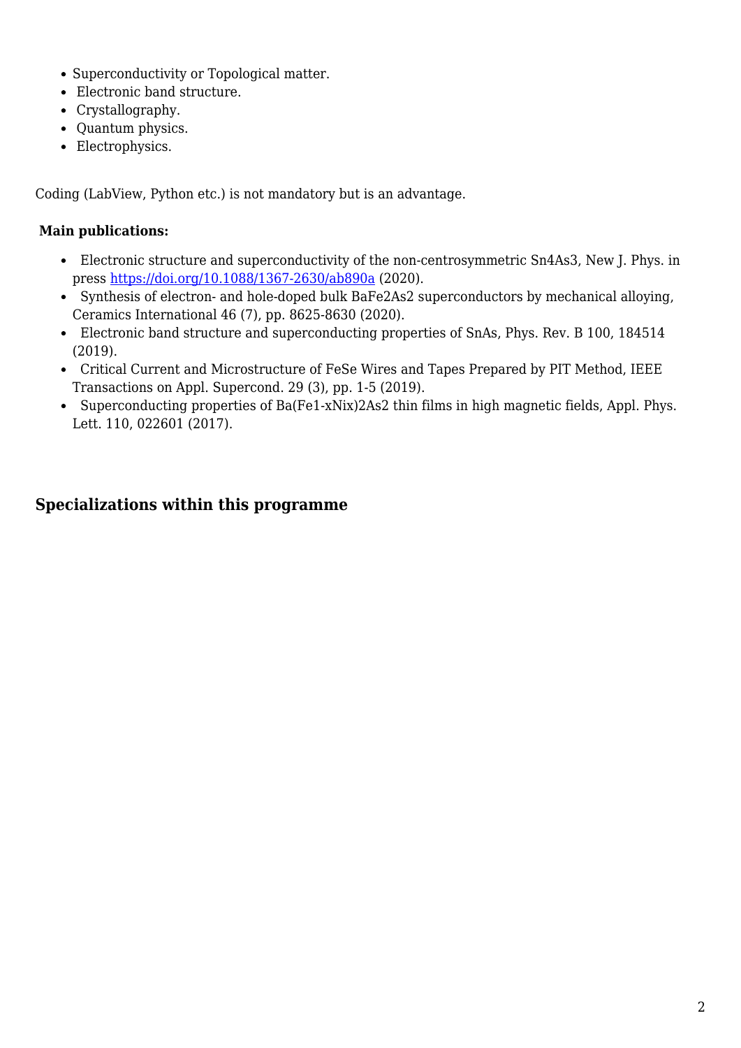- Superconductivity or Topological matter.
- Electronic band structure.
- Crystallography.
- Quantum physics.
- Electrophysics.

Coding (LabView, Python etc.) is not mandatory but is an advantage.

**Main publications:**

- Electronic structure and superconductivity of the non-centrosymmetric $Sn_4As_3$, New J. Phys. in press [https://doi.org/10.1088/1367-2630/ab890a](https://doi.org/10.1088/1367-2630/ab890a) (2020).
- Synthesis of electron- and hole-doped bulk $BaFe_2As_2$ superconductors by mechanical alloying, Ceramics International 46 (7), pp. 8625-8630 (2020).
- Electronic band structure and superconducting properties of SnAs, Phys. Rev. B 100, 184514 (2019).
- Critical Current and Microstructure of FeSe Wires and Tapes Prepared by PIT Method, IEEE Transactions on Appl. Supercond. 29 (3), pp. 1-5 (2019).
- Superconducting properties of $Ba(Fe_{1-x}Ni_x)_2As_2$ thin films in high magnetic fields, Appl. Phys. Lett. 110, 022601 (2017).

## Specializations within this programme